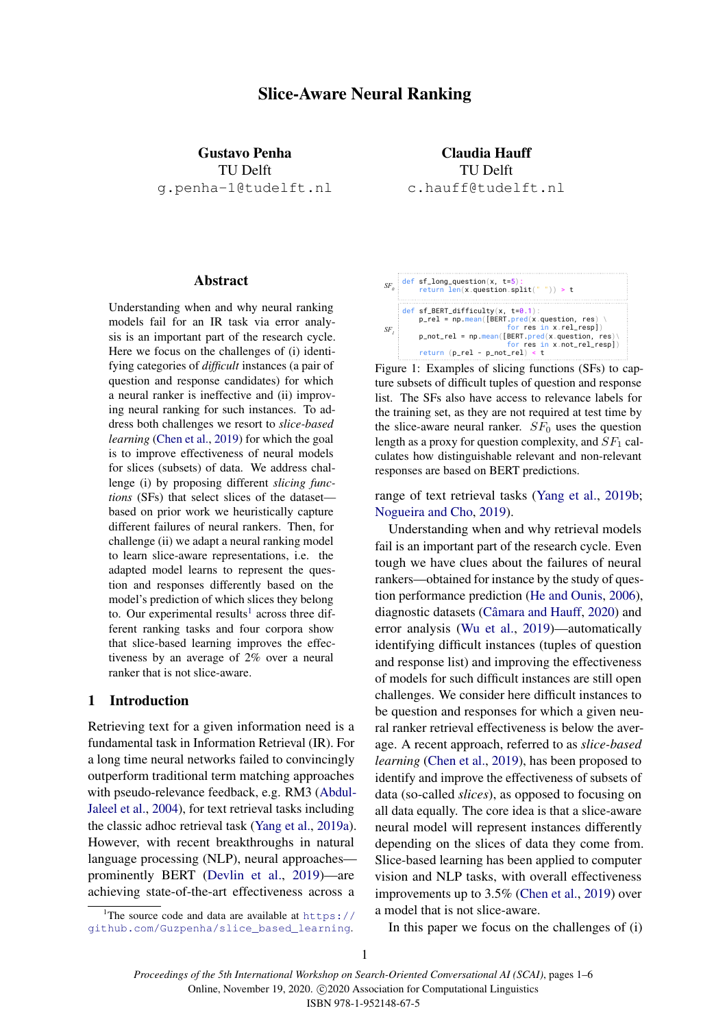# Slice-Aware Neural Ranking

**Gustavo Penha**
TU Delft
g.penha-1@tudelft.nl

**Claudia Hauff**
TU Delft
c.hauff@tudelft.nl

## Abstract

Understanding when and why neural ranking models fail for an IR task via error analysis is an important part of the research cycle. Here we focus on the challenges of (i) identifying categories of *difficult* instances (a pair of question and response candidates) for which a neural ranker is ineffective and (ii) improving neural ranking for such instances. To address both challenges we resort to *slice-based learning* (Chen et al., 2019) for which the goal is to improve effectiveness of neural models for slices (subsets) of data. We address challenge (i) by proposing different *slicing functions* (SFs) that select slices of the dataset—based on prior work we heuristically capture different failures of neural rankers. Then, for challenge (ii) we adapt a neural ranking model to learn slice-aware representations, i.e. the adapted model learns to represent the question and responses differently based on the model's prediction of which slices they belong to. Our experimental results[1] across three different ranking tasks and four corpora show that slice-based learning improves the effectiveness by an average of 2% over a neural ranker that is not slice-aware.

## 1 Introduction

Retrieving text for a given information need is a fundamental task in Information Retrieval (IR). For a long time neural networks failed to convincingly outperform traditional term matching approaches with pseudo-relevance feedback, e.g. RM3 (Abdul-Jaleel et al., 2004), for text retrieval tasks including the classic adhoc retrieval task (Yang et al., 2019a). However, with recent breakthroughs in natural language processing (NLP), neural approaches—prominently BERT (Devlin et al., 2019)—are achieving state-of-the-art effectiveness across a range of text retrieval tasks (Yang et al., 2019b; Nogueira and Cho, 2019).

[1] The source code and data are available at https://github.com/Guzpenha/slice_based_learning.

$SF_0$
```
def sf_long_question(x, t=5):
    return len(x.question.split(" ")) > t
```

$SF_1$
```
def sf_BERT_difficulty(x, t=0.1):
    p_rel = np.mean([BERT.pred(x.question, res) \
                     for res in x.rel_resp])
    p_not_rel = np.mean([BERT.pred(x.question, res)\
                         for res in x.not_rel_resp])
    return (p_rel - p_not_rel) < t
```

Figure 1: Examples of slicing functions (SFs) to capture subsets of difficult tuples of question and response list. The SFs also have access to relevance labels for the training set, as they are not required at test time by the slice-aware neural ranker. $SF_0$ uses the question length as a proxy for question complexity, and $SF_1$ calculates how distinguishable relevant and non-relevant responses are based on BERT predictions.

Understanding when and why retrieval models fail is an important part of the research cycle. Even tough we have clues about the failures of neural rankers—obtained for instance by the study of question performance prediction (He and Ounis, 2006), diagnostic datasets (Câmara and Hauff, 2020) and error analysis (Wu et al., 2019)—automatically identifying difficult instances (tuples of question and response list) and improving the effectiveness of models for such difficult instances are still open challenges. We consider here difficult instances to be question and responses for which a given neural ranker retrieval effectiveness is below the average. A recent approach, referred to as *slice-based learning* (Chen et al., 2019), has been proposed to identify and improve the effectiveness of subsets of data (so-called *slices*), as opposed to focusing on all data equally. The core idea is that a slice-aware neural model will represent instances differently depending on the slices of data they come from. Slice-based learning has been applied to computer vision and NLP tasks, with overall effectiveness improvements up to 3.5% (Chen et al., 2019) over a model that is not slice-aware.

In this paper we focus on the challenges of (i)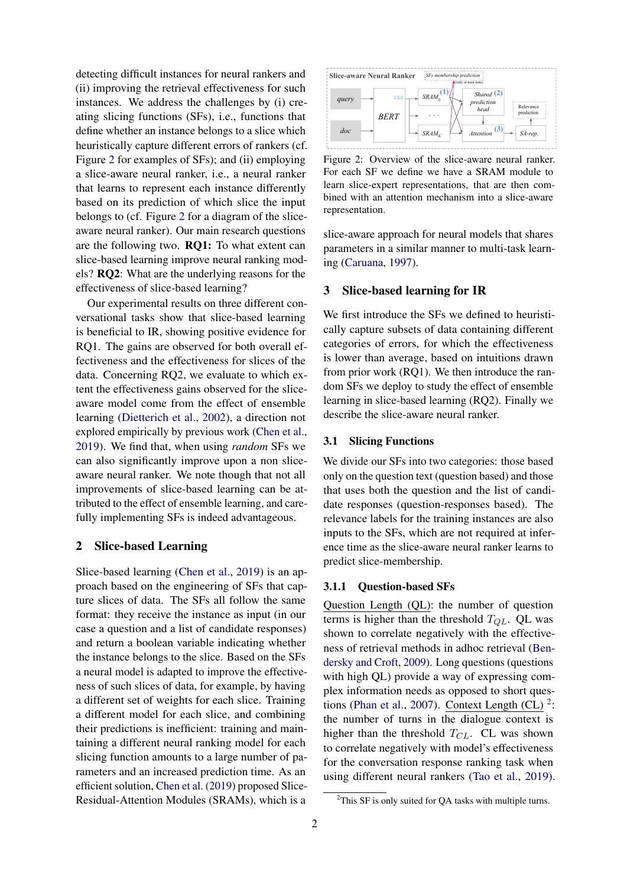detecting difficult instances for neural rankers and (ii) improving the retrieval effectiveness for such instances. We address the challenges by (i) creating slicing functions (SFs), i.e., functions that define whether an instance belongs to a slice which heuristically capture different errors of rankers (cf. Figure 2 for examples of SFs); and (ii) employing a slice-aware neural ranker, i.e., a neural ranker that learns to represent each instance differently based on its prediction of which slice the input belongs to (cf. Figure 2 for a diagram of the slice-aware neural ranker). Our main research questions are the following two. **RQ1:** To what extent can slice-based learning improve neural ranking models? **RQ2**: What are the underlying reasons for the effectiveness of slice-based learning?

Our experimental results on three different conversational tasks show that slice-based learning is beneficial to IR, showing positive evidence for RQ1. The gains are observed for both overall effectiveness and the effectiveness for slices of the data. Concerning RQ2, we evaluate to which extent the effectiveness gains observed for the slice-aware model come from the effect of ensemble learning (Dietterich et al., 2002), a direction not explored empirically by previous work (Chen et al., 2019). We find that, when using *random* SFs we can also significantly improve upon a non slice-aware neural ranker. We note though that not all improvements of slice-based learning can be attributed to the effect of ensemble learning, and carefully implementing SFs is indeed advantageous.

## 2 Slice-based Learning

Slice-based learning (Chen et al., 2019) is an approach based on the engineering of SFs that capture slices of data. The SFs all follow the same format: they receive the instance as input (in our case a question and a list of candidate responses) and return a boolean variable indicating whether the instance belongs to the slice. Based on the SFs a neural model is adapted to improve the effectiveness of such slices of data, for example, by having a different set of weights for each slice. Training a different model for each slice, and combining their predictions is inefficient: training and maintaining a different neural ranking model for each slicing function amounts to a large number of parameters and an increased prediction time. As an efficient solution, Chen et al. (2019) proposed Slice-Residual-Attention Modules (SRAMs), which is a

Figure 2: Overview of the slice-aware neural ranker. For each SF we define we have a SRAM module to learn slice-expert representations, that are then combined with an attention mechanism into a slice-aware representation.

slice-aware approach for neural models that shares parameters in a similar manner to multi-task learning (Caruana, 1997).

## 3 Slice-based learning for IR

We first introduce the SFs we defined to heuristically capture subsets of data containing different categories of errors, for which the effectiveness is lower than average, based on intuitions drawn from prior work (RQ1). We then introduce the random SFs we deploy to study the effect of ensemble learning in slice-based learning (RQ2). Finally we describe the slice-aware neural ranker.

### 3.1 Slicing Functions

We divide our SFs into two categories: those based only on the question text (question based) and those that uses both the question and the list of candidate responses (question-responses based). The relevance labels for the training instances are also inputs to the SFs, which are not required at inference time as the slice-aware neural ranker learns to predict slice-membership.

#### 3.1.1 Question-based SFs

Question Length (QL): the number of question terms is higher than the threshold $T_{QL}$. QL was shown to correlate negatively with the effectiveness of retrieval methods in adhoc retrieval (Bendersky and Croft, 2009). Long questions (questions with high QL) provide a way of expressing complex information needs as opposed to short questions (Phan et al., 2007). Context Length (CL) [2]: the number of turns in the dialogue context is higher than the threshold $T_{CL}$. CL was shown to correlate negatively with model's effectiveness for the conversation response ranking task when using different neural rankers (Tao et al., 2019).

[2]This SF is only suited for QA tasks with multiple turns.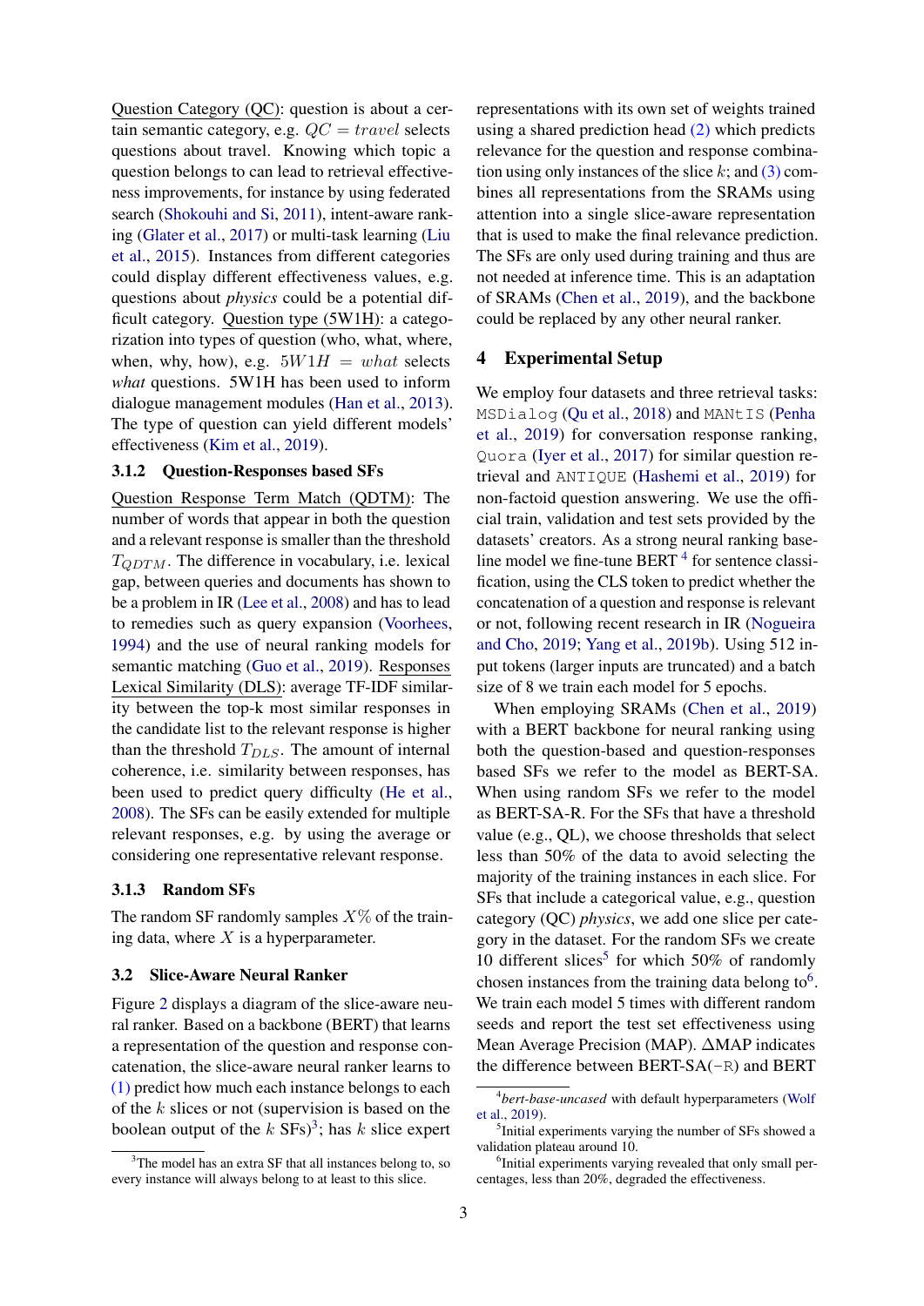Question Category (QC): question is about a certain semantic category, e.g. $QC = travel$ selects questions about travel. Knowing which topic a question belongs to can lead to retrieval effectiveness improvements, for instance by using federated search (Shokouhi and Si, 2011), intent-aware ranking (Glater et al., 2017) or multi-task learning (Liu et al., 2015). Instances from different categories could display different effectiveness values, e.g. questions about *physics* could be a potential difficult category. Question type (5W1H): a categorization into types of question (who, what, where, when, why, how), e.g. $5W1H = what$ selects *what* questions. 5W1H has been used to inform dialogue management modules (Han et al., 2013). The type of question can yield different models' effectiveness (Kim et al., 2019).

### 3.1.2 Question-Responses based SFs

Question Response Term Match (QDTM): The number of words that appear in both the question and a relevant response is smaller than the threshold $T_{QDTM}$. The difference in vocabulary, i.e. lexical gap, between queries and documents has shown to be a problem in IR (Lee et al., 2008) and has to lead to remedies such as query expansion (Voorhees, 1994) and the use of neural ranking models for semantic matching (Guo et al., 2019). Responses Lexical Similarity (DLS): average TF-IDF similarity between the top-k most similar responses in the candidate list to the relevant response is higher than the threshold $T_{DLS}$. The amount of internal coherence, i.e. similarity between responses, has been used to predict query difficulty (He et al., 2008). The SFs can be easily extended for multiple relevant responses, e.g. by using the average or considering one representative relevant response.

### 3.1.3 Random SFs

The random SF randomly samples $X\%$ of the training data, where $X$ is a hyperparameter.

## 3.2 Slice-Aware Neural Ranker

Figure 2 displays a diagram of the slice-aware neural ranker. Based on a backbone (BERT) that learns a representation of the question and response concatenation, the slice-aware neural ranker learns to (1) predict how much each instance belongs to each of the $k$ slices or not (supervision is based on the boolean output of the $k$ SFs)[3]; has $k$ slice expert representations with its own set of weights trained using a shared prediction head (2) which predicts relevance for the question and response combination using only instances of the slice $k$; and (3) combines all representations from the SRAMs using attention into a single slice-aware representation that is used to make the final relevance prediction. The SFs are only used during training and thus are not needed at inference time. This is an adaptation of SRAMs (Chen et al., 2019), and the backbone could be replaced by any other neural ranker.

# 4 Experimental Setup

We employ four datasets and three retrieval tasks: `MSDialog` (Qu et al., 2018) and `MANtIS` (Penha et al., 2019) for conversation response ranking, `Quora` (Iyer et al., 2017) for similar question retrieval and `ANTIQUE` (Hashemi et al., 2019) for non-factoid question answering. We use the official train, validation and test sets provided by the datasets' creators. As a strong neural ranking baseline model we fine-tune BERT [4] for sentence classification, using the CLS token to predict whether the concatenation of a question and response is relevant or not, following recent research in IR (Nogueira and Cho, 2019; Yang et al., 2019b). Using 512 input tokens (larger inputs are truncated) and a batch size of 8 we train each model for 5 epochs.

When employing SRAMs (Chen et al., 2019) with a BERT backbone for neural ranking using both the question-based and question-responses based SFs we refer to the model as BERT-SA. When using random SFs we refer to the model as BERT-SA-R. For the SFs that have a threshold value (e.g., QL), we choose thresholds that select less than 50% of the data to avoid selecting the majority of the training instances in each slice. For SFs that include a categorical value, e.g., question category (QC) *physics*, we add one slice per category in the dataset. For the random SFs we create 10 different slices[5] for which 50% of randomly chosen instances from the training data belong to[6]. We train each model 5 times with different random seeds and report the test set effectiveness using Mean Average Precision (MAP). $\Delta$MAP indicates the difference between BERT-SA(`-R`) and BERT

---

[3] The model has an extra SF that all instances belong to, so every instance will always belong to at least to this slice.

[4] *bert-base-uncased* with default hyperparameters (Wolf et al., 2019).

[5] Initial experiments varying the number of SFs showed a validation plateau around 10.

[6] Initial experiments varying revealed that only small percentages, less than 20%, degraded the effectiveness.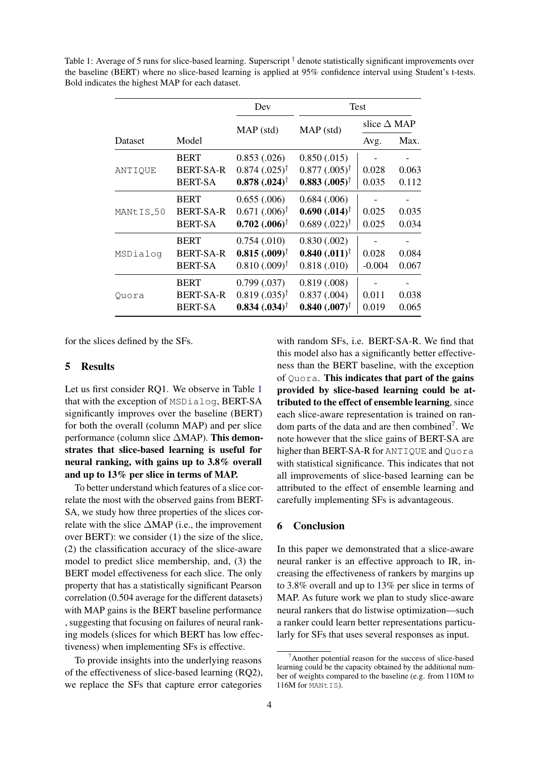Table 1: Average of 5 runs for slice-based learning. Superscript † denote statistically significant improvements over the baseline (BERT) where no slice-based learning is applied at 95% confidence interval using Student's t-tests. Bold indicates the highest MAP for each dataset.

| | | Dev | Test | | |
|---|---|---|---|---|---|
| | | MAP (std) | MAP (std) | slice Δ MAP | |
| Dataset | Model | | | Avg. | Max. |
| ANTIQUE | BERT | 0.853 (.026) | 0.850 (.015) | - | - |
| | BERT-SA-R | 0.874 (.025)† | 0.877 (.005)† | 0.028 | 0.063 |
| | BERT-SA | **0.878 (.024)**† | **0.883 (.005)**† | 0.035 | 0.112 |
| MANtIS_50 | BERT | 0.655 (.006) | 0.684 (.006) | - | - |
| | BERT-SA-R | 0.671 (.006)† | **0.690 (.014)**† | 0.025 | 0.035 |
| | BERT-SA | **0.702 (.006)**† | 0.689 (.022)† | 0.025 | 0.034 |
| MSDialog | BERT | 0.754 (.010) | 0.830 (.002) | - | - |
| | BERT-SA-R | **0.815 (.009)**† | **0.840 (.011)**† | 0.028 | 0.084 |
| | BERT-SA | 0.810 (.009)† | 0.818 (.010) | -0.004 | 0.067 |
| Quora | BERT | 0.799 (.037) | 0.819 (.008) | - | - |
| | BERT-SA-R | 0.819 (.035)† | 0.837 (.004) | 0.011 | 0.038 |
| | BERT-SA | **0.834 (.034)**† | **0.840 (.007)**† | 0.019 | 0.065 |

for the slices defined by the SFs.

## 5 Results

Let us first consider RQ1. We observe in Table 1 that with the exception of MSDialog, BERT-SA significantly improves over the baseline (BERT) for both the overall (column MAP) and per slice performance (column slice ΔMAP). **This demonstrates that slice-based learning is useful for neural ranking, with gains up to 3.8% overall and up to 13% per slice in terms of MAP.**

To better understand which features of a slice correlate the most with the observed gains from BERT-SA, we study how three properties of the slices correlate with the slice ΔMAP (i.e., the improvement over BERT): we consider (1) the size of the slice, (2) the classification accuracy of the slice-aware model to predict slice membership, and, (3) the BERT model effectiveness for each slice. The only property that has a statistically significant Pearson correlation (0.504 average for the different datasets) with MAP gains is the BERT baseline performance , suggesting that focusing on failures of neural ranking models (slices for which BERT has low effectiveness) when implementing SFs is effective.

To provide insights into the underlying reasons of the effectiveness of slice-based learning (RQ2), we replace the SFs that capture error categories with random SFs, i.e. BERT-SA-R. We find that this model also has a significantly better effectiveness than the BERT baseline, with the exception of Quora. **This indicates that part of the gains provided by slice-based learning could be attributed to the effect of ensemble learning**, since each slice-aware representation is trained on random parts of the data and are then combined[7]. We note however that the slice gains of BERT-SA are higher than BERT-SA-R for ANTIQUE and Quora with statistical significance. This indicates that not all improvements of slice-based learning can be attributed to the effect of ensemble learning and carefully implementing SFs is advantageous.

## 6 Conclusion

In this paper we demonstrated that a slice-aware neural ranker is an effective approach to IR, increasing the effectiveness of rankers by margins up to 3.8% overall and up to 13% per slice in terms of MAP. As future work we plan to study slice-aware neural rankers that do listwise optimization—such a ranker could learn better representations particularly for SFs that uses several responses as input.

[7] Another potential reason for the success of slice-based learning could be the capacity obtained by the additional number of weights compared to the baseline (e.g. from 110M to 116M for MANtIS).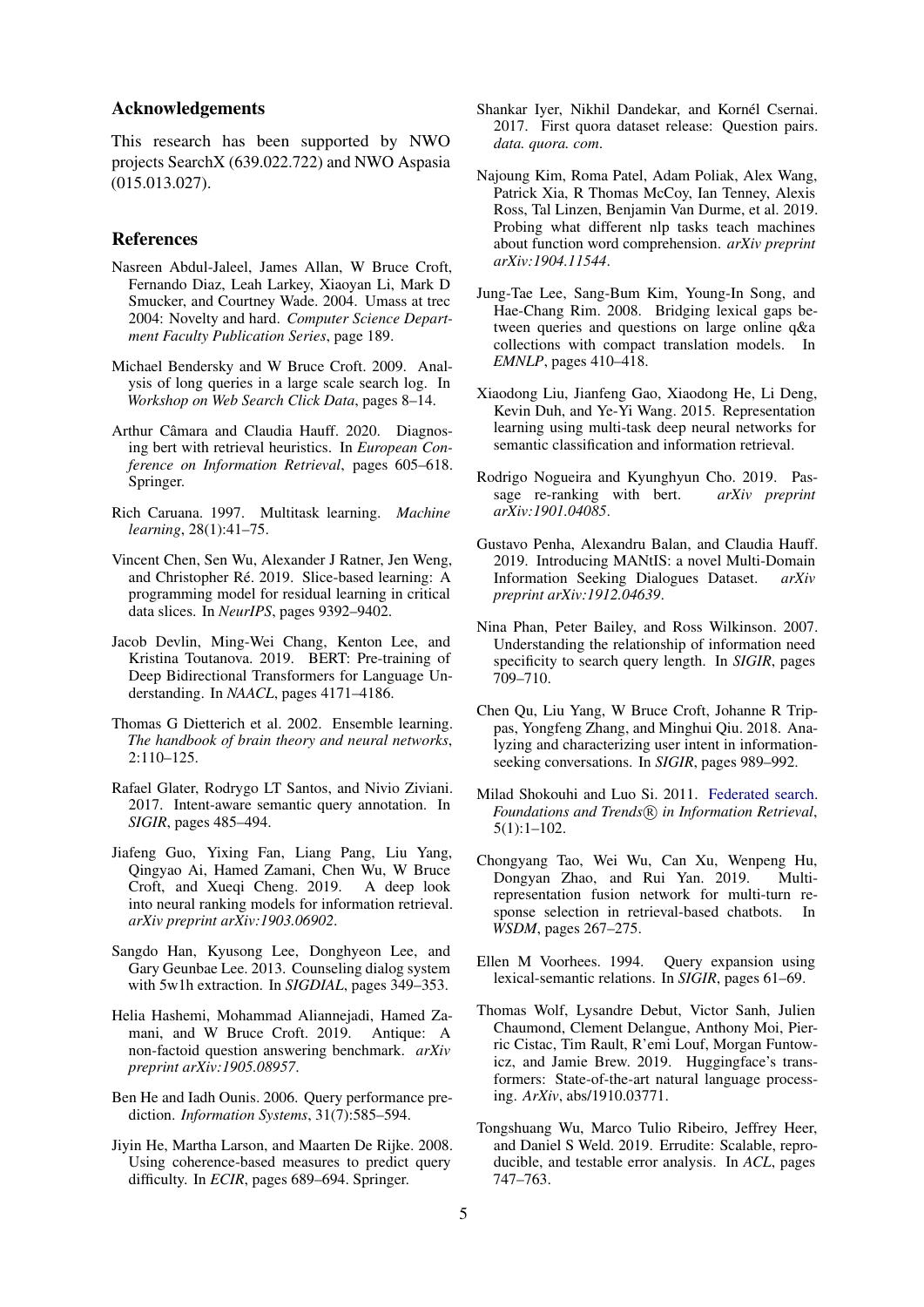## Acknowledgements

This research has been supported by NWO projects SearchX (639.022.722) and NWO Aspasia (015.013.027).

## References

Nasreen Abdul-Jaleel, James Allan, W Bruce Croft, Fernando Diaz, Leah Larkey, Xiaoyan Li, Mark D Smucker, and Courtney Wade. 2004. Umass at trec 2004: Novelty and hard. *Computer Science Department Faculty Publication Series*, page 189.

Michael Bendersky and W Bruce Croft. 2009. Analysis of long queries in a large scale search log. In *Workshop on Web Search Click Data*, pages 8–14.

Arthur Câmara and Claudia Hauff. 2020. Diagnosing bert with retrieval heuristics. In *European Conference on Information Retrieval*, pages 605–618. Springer.

Rich Caruana. 1997. Multitask learning. *Machine learning*, 28(1):41–75.

Vincent Chen, Sen Wu, Alexander J Ratner, Jen Weng, and Christopher Ré. 2019. Slice-based learning: A programming model for residual learning in critical data slices. In *NeurIPS*, pages 9392–9402.

Jacob Devlin, Ming-Wei Chang, Kenton Lee, and Kristina Toutanova. 2019. BERT: Pre-training of Deep Bidirectional Transformers for Language Understanding. In *NAACL*, pages 4171–4186.

Thomas G Dietterich et al. 2002. Ensemble learning. *The handbook of brain theory and neural networks*, 2:110–125.

Rafael Glater, Rodrygo LT Santos, and Nivio Ziviani. 2017. Intent-aware semantic query annotation. In *SIGIR*, pages 485–494.

Jiafeng Guo, Yixing Fan, Liang Pang, Liu Yang, Qingyao Ai, Hamed Zamani, Chen Wu, W Bruce Croft, and Xueqi Cheng. 2019. A deep look into neural ranking models for information retrieval. *arXiv preprint arXiv:1903.06902*.

Sangdo Han, Kyusong Lee, Donghyeon Lee, and Gary Geunbae Lee. 2013. Counseling dialog system with 5w1h extraction. In *SIGDIAL*, pages 349–353.

Helia Hashemi, Mohammad Aliannejadi, Hamed Zamani, and W Bruce Croft. 2019. Antique: A non-factoid question answering benchmark. *arXiv preprint arXiv:1905.08957*.

Ben He and Iadh Ounis. 2006. Query performance prediction. *Information Systems*, 31(7):585–594.

Jiyin He, Martha Larson, and Maarten De Rijke. 2008. Using coherence-based measures to predict query difficulty. In *ECIR*, pages 689–694. Springer.

Shankar Iyer, Nikhil Dandekar, and Kornél Csernai. 2017. First quora dataset release: Question pairs. *data. quora. com*.

Najoung Kim, Roma Patel, Adam Poliak, Alex Wang, Patrick Xia, R Thomas McCoy, Ian Tenney, Alexis Ross, Tal Linzen, Benjamin Van Durme, et al. 2019. Probing what different nlp tasks teach machines about function word comprehension. *arXiv preprint arXiv:1904.11544*.

Jung-Tae Lee, Sang-Bum Kim, Young-In Song, and Hae-Chang Rim. 2008. Bridging lexical gaps between queries and questions on large online q&a collections with compact translation models. In *EMNLP*, pages 410–418.

Xiaodong Liu, Jianfeng Gao, Xiaodong He, Li Deng, Kevin Duh, and Ye-Yi Wang. 2015. Representation learning using multi-task deep neural networks for semantic classification and information retrieval.

Rodrigo Nogueira and Kyunghyun Cho. 2019. Passage re-ranking with bert. *arXiv preprint arXiv:1901.04085*.

Gustavo Penha, Alexandru Balan, and Claudia Hauff. 2019. Introducing MANtIS: a novel Multi-Domain Information Seeking Dialogues Dataset. *arXiv preprint arXiv:1912.04639*.

Nina Phan, Peter Bailey, and Ross Wilkinson. 2007. Understanding the relationship of information need specificity to search query length. In *SIGIR*, pages 709–710.

Chen Qu, Liu Yang, W Bruce Croft, Johanne R Trippas, Yongfeng Zhang, and Minghui Qiu. 2018. Analyzing and characterizing user intent in information-seeking conversations. In *SIGIR*, pages 989–992.

Milad Shokouhi and Luo Si. 2011. Federated search. *Foundations and Trends® in Information Retrieval*, 5(1):1–102.

Chongyang Tao, Wei Wu, Can Xu, Wenpeng Hu, Dongyan Zhao, and Rui Yan. 2019. Multi-representation fusion network for multi-turn response selection in retrieval-based chatbots. In *WSDM*, pages 267–275.

Ellen M Voorhees. 1994. Query expansion using lexical-semantic relations. In *SIGIR*, pages 61–69.

Thomas Wolf, Lysandre Debut, Victor Sanh, Julien Chaumond, Clement Delangue, Anthony Moi, Pierric Cistac, Tim Rault, R'emi Louf, Morgan Funtowicz, and Jamie Brew. 2019. Huggingface's transformers: State-of-the-art natural language processing. *ArXiv*, abs/1910.03771.

Tongshuang Wu, Marco Tulio Ribeiro, Jeffrey Heer, and Daniel S Weld. 2019. Errudite: Scalable, reproducible, and testable error analysis. In *ACL*, pages 747–763.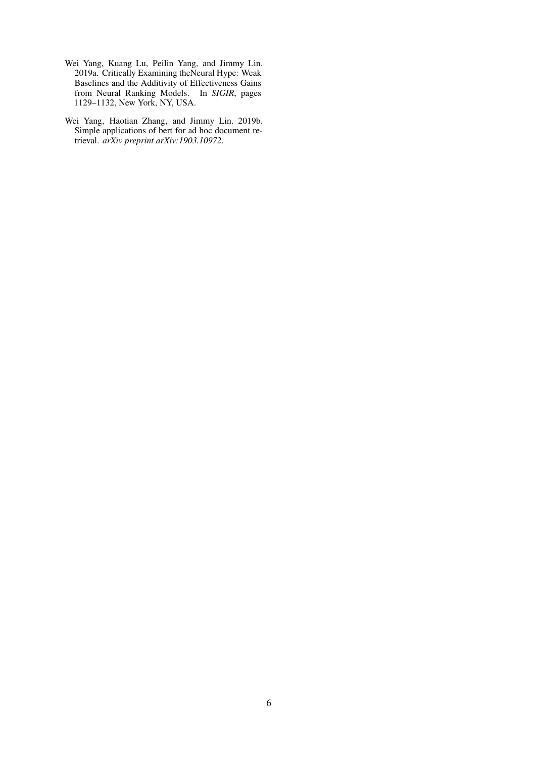Wei Yang, Kuang Lu, Peilin Yang, and Jimmy Lin. 2019a. Critically Examining theNeural Hype: Weak Baselines and the Additivity of Effectiveness Gains from Neural Ranking Models. In *SIGIR*, pages 1129–1132, New York, NY, USA.

Wei Yang, Haotian Zhang, and Jimmy Lin. 2019b. Simple applications of bert for ad hoc document retrieval. *arXiv preprint arXiv:1903.10972*.